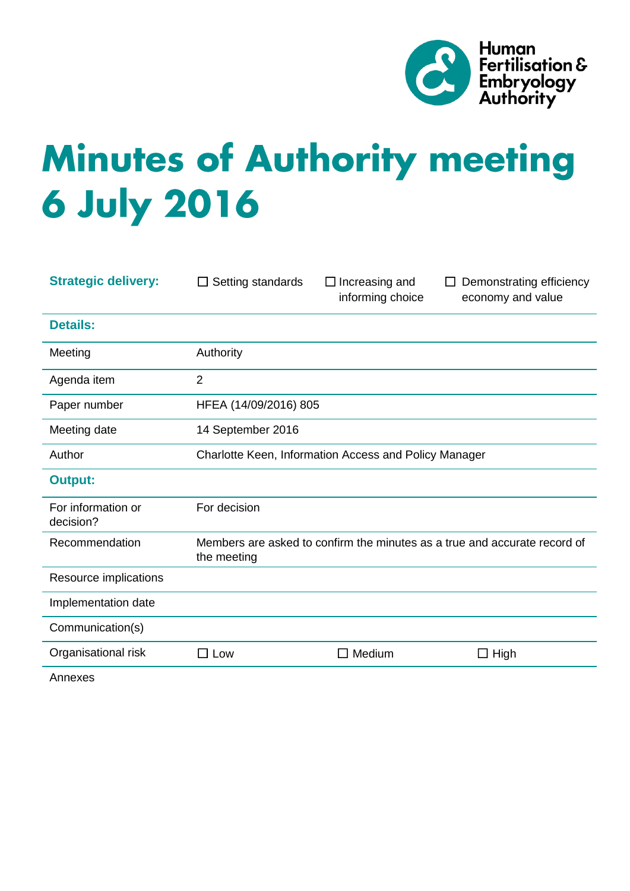Human Fertilisation & Embryology Authority

# Minutes of Authority meeting 6 July 2016

| **Strategic delivery:** | ☐ Setting standards | ☐ Increasing and informing choice | ☐ Demonstrating efficiency economy and value |
|---|---|---|---|
| **Details:** | | | |
| Meeting | Authority | | |
| Agenda item | 2 | | |
| Paper number | HFEA (14/09/2016) 805 | | |
| Meeting date | 14 September 2016 | | |
| Author | Charlotte Keen, Information Access and Policy Manager | | |
| **Output:** | | | |
| For information or decision? | For decision | | |
| Recommendation | Members are asked to confirm the minutes as a true and accurate record of the meeting | | |
| Resource implications | | | |
| Implementation date | | | |
| Communication(s) | | | |
| Organisational risk | ☐ Low | ☐ Medium | ☐ High |
| Annexes | | | |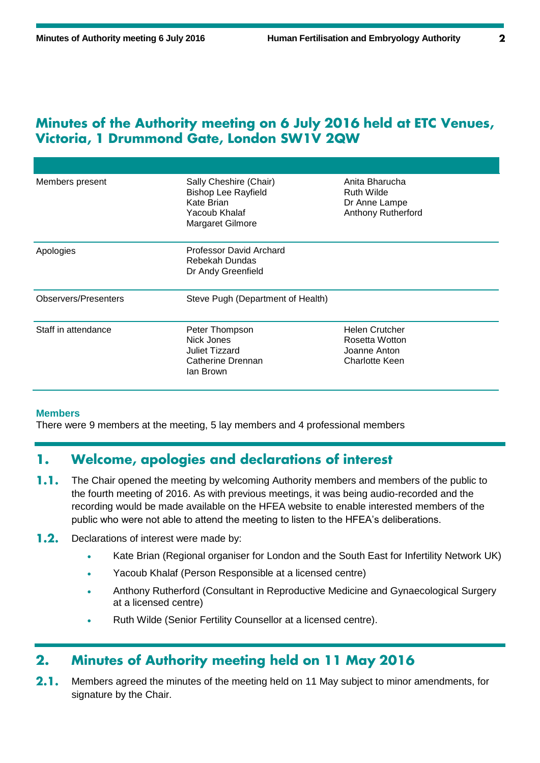# Minutes of the Authority meeting on 6 July 2016 held at ETC Venues, Victoria, 1 Drummond Gate, London SW1V 2QW

| | | |
|---|---|---|
| Members present | Sally Cheshire (Chair)<br>Bishop Lee Rayfield<br>Kate Brian<br>Yacoub Khalaf<br>Margaret Gilmore | Anita Bharucha<br>Ruth Wilde<br>Dr Anne Lampe<br>Anthony Rutherford |
| Apologies | Professor David Archard<br>Rebekah Dundas<br>Dr Andy Greenfield | |
| Observers/Presenters | Steve Pugh (Department of Health) | |
| Staff in attendance | Peter Thompson<br>Nick Jones<br>Juliet Tizzard<br>Catherine Drennan<br>Ian Brown | Helen Crutcher<br>Rosetta Wotton<br>Joanne Anton<br>Charlotte Keen |

**Members**

There were 9 members at the meeting, 5 lay members and 4 professional members

## 1. Welcome, apologies and declarations of interest

**1.1.** The Chair opened the meeting by welcoming Authority members and members of the public to the fourth meeting of 2016. As with previous meetings, it was being audio-recorded and the recording would be made available on the HFEA website to enable interested members of the public who were not able to attend the meeting to listen to the HFEA's deliberations.

**1.2.** Declarations of interest were made by:

- Kate Brian (Regional organiser for London and the South East for Infertility Network UK)
- Yacoub Khalaf (Person Responsible at a licensed centre)
- Anthony Rutherford (Consultant in Reproductive Medicine and Gynaecological Surgery at a licensed centre)
- Ruth Wilde (Senior Fertility Counsellor at a licensed centre).

## 2. Minutes of Authority meeting held on 11 May 2016

**2.1.** Members agreed the minutes of the meeting held on 11 May subject to minor amendments, for signature by the Chair.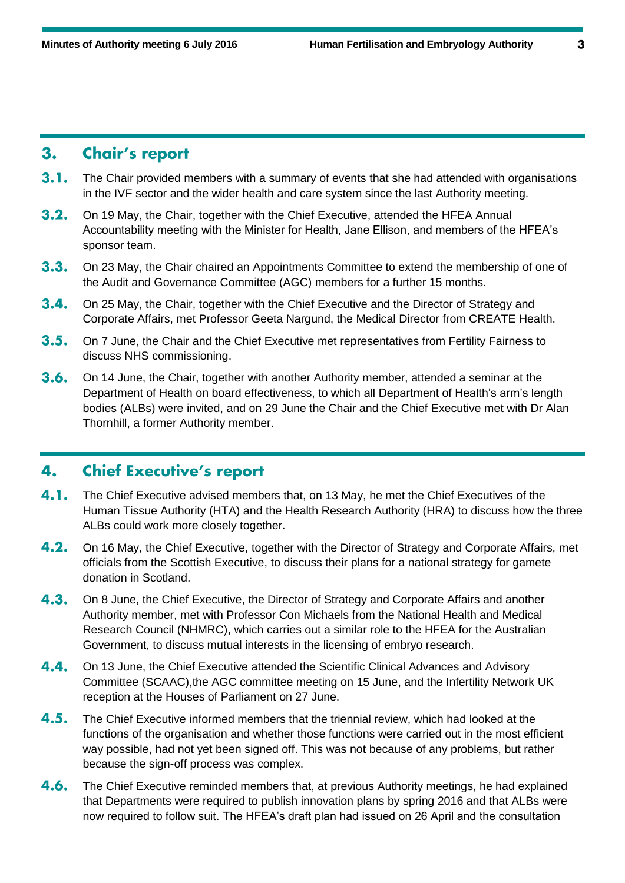## 3. Chair's report

**3.1.** The Chair provided members with a summary of events that she had attended with organisations in the IVF sector and the wider health and care system since the last Authority meeting.

**3.2.** On 19 May, the Chair, together with the Chief Executive, attended the HFEA Annual Accountability meeting with the Minister for Health, Jane Ellison, and members of the HFEA's sponsor team.

**3.3.** On 23 May, the Chair chaired an Appointments Committee to extend the membership of one of the Audit and Governance Committee (AGC) members for a further 15 months.

**3.4.** On 25 May, the Chair, together with the Chief Executive and the Director of Strategy and Corporate Affairs, met Professor Geeta Nargund, the Medical Director from CREATE Health.

**3.5.** On 7 June, the Chair and the Chief Executive met representatives from Fertility Fairness to discuss NHS commissioning.

**3.6.** On 14 June, the Chair, together with another Authority member, attended a seminar at the Department of Health on board effectiveness, to which all Department of Health's arm's length bodies (ALBs) were invited, and on 29 June the Chair and the Chief Executive met with Dr Alan Thornhill, a former Authority member.

## 4. Chief Executive's report

**4.1.** The Chief Executive advised members that, on 13 May, he met the Chief Executives of the Human Tissue Authority (HTA) and the Health Research Authority (HRA) to discuss how the three ALBs could work more closely together.

**4.2.** On 16 May, the Chief Executive, together with the Director of Strategy and Corporate Affairs, met officials from the Scottish Executive, to discuss their plans for a national strategy for gamete donation in Scotland.

**4.3.** On 8 June, the Chief Executive, the Director of Strategy and Corporate Affairs and another Authority member, met with Professor Con Michaels from the National Health and Medical Research Council (NHMRC), which carries out a similar role to the HFEA for the Australian Government, to discuss mutual interests in the licensing of embryo research.

**4.4.** On 13 June, the Chief Executive attended the Scientific Clinical Advances and Advisory Committee (SCAAC),the AGC committee meeting on 15 June, and the Infertility Network UK reception at the Houses of Parliament on 27 June.

**4.5.** The Chief Executive informed members that the triennial review, which had looked at the functions of the organisation and whether those functions were carried out in the most efficient way possible, had not yet been signed off. This was not because of any problems, but rather because the sign-off process was complex.

**4.6.** The Chief Executive reminded members that, at previous Authority meetings, he had explained that Departments were required to publish innovation plans by spring 2016 and that ALBs were now required to follow suit. The HFEA's draft plan had issued on 26 April and the consultation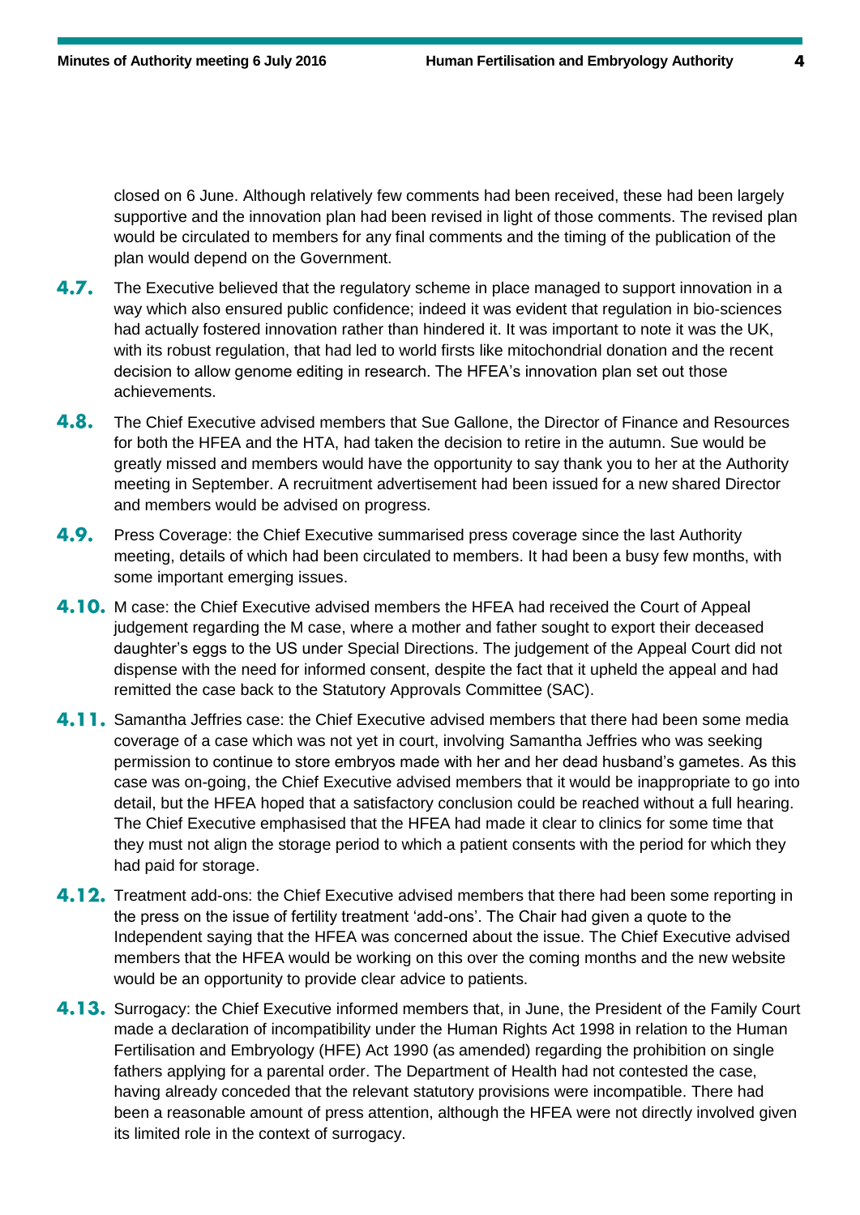closed on 6 June. Although relatively few comments had been received, these had been largely supportive and the innovation plan had been revised in light of those comments. The revised plan would be circulated to members for any final comments and the timing of the publication of the plan would depend on the Government.

**4.7.** The Executive believed that the regulatory scheme in place managed to support innovation in a way which also ensured public confidence; indeed it was evident that regulation in bio-sciences had actually fostered innovation rather than hindered it. It was important to note it was the UK, with its robust regulation, that had led to world firsts like mitochondrial donation and the recent decision to allow genome editing in research. The HFEA's innovation plan set out those achievements.

**4.8.** The Chief Executive advised members that Sue Gallone, the Director of Finance and Resources for both the HFEA and the HTA, had taken the decision to retire in the autumn. Sue would be greatly missed and members would have the opportunity to say thank you to her at the Authority meeting in September. A recruitment advertisement had been issued for a new shared Director and members would be advised on progress.

**4.9.** Press Coverage: the Chief Executive summarised press coverage since the last Authority meeting, details of which had been circulated to members. It had been a busy few months, with some important emerging issues.

**4.10.** M case: the Chief Executive advised members the HFEA had received the Court of Appeal judgement regarding the M case, where a mother and father sought to export their deceased daughter's eggs to the US under Special Directions. The judgement of the Appeal Court did not dispense with the need for informed consent, despite the fact that it upheld the appeal and had remitted the case back to the Statutory Approvals Committee (SAC).

**4.11.** Samantha Jeffries case: the Chief Executive advised members that there had been some media coverage of a case which was not yet in court, involving Samantha Jeffries who was seeking permission to continue to store embryos made with her and her dead husband's gametes. As this case was on-going, the Chief Executive advised members that it would be inappropriate to go into detail, but the HFEA hoped that a satisfactory conclusion could be reached without a full hearing. The Chief Executive emphasised that the HFEA had made it clear to clinics for some time that they must not align the storage period to which a patient consents with the period for which they had paid for storage.

**4.12.** Treatment add-ons: the Chief Executive advised members that there had been some reporting in the press on the issue of fertility treatment 'add-ons'. The Chair had given a quote to the Independent saying that the HFEA was concerned about the issue. The Chief Executive advised members that the HFEA would be working on this over the coming months and the new website would be an opportunity to provide clear advice to patients.

**4.13.** Surrogacy: the Chief Executive informed members that, in June, the President of the Family Court made a declaration of incompatibility under the Human Rights Act 1998 in relation to the Human Fertilisation and Embryology (HFE) Act 1990 (as amended) regarding the prohibition on single fathers applying for a parental order. The Department of Health had not contested the case, having already conceded that the relevant statutory provisions were incompatible. There had been a reasonable amount of press attention, although the HFEA were not directly involved given its limited role in the context of surrogacy.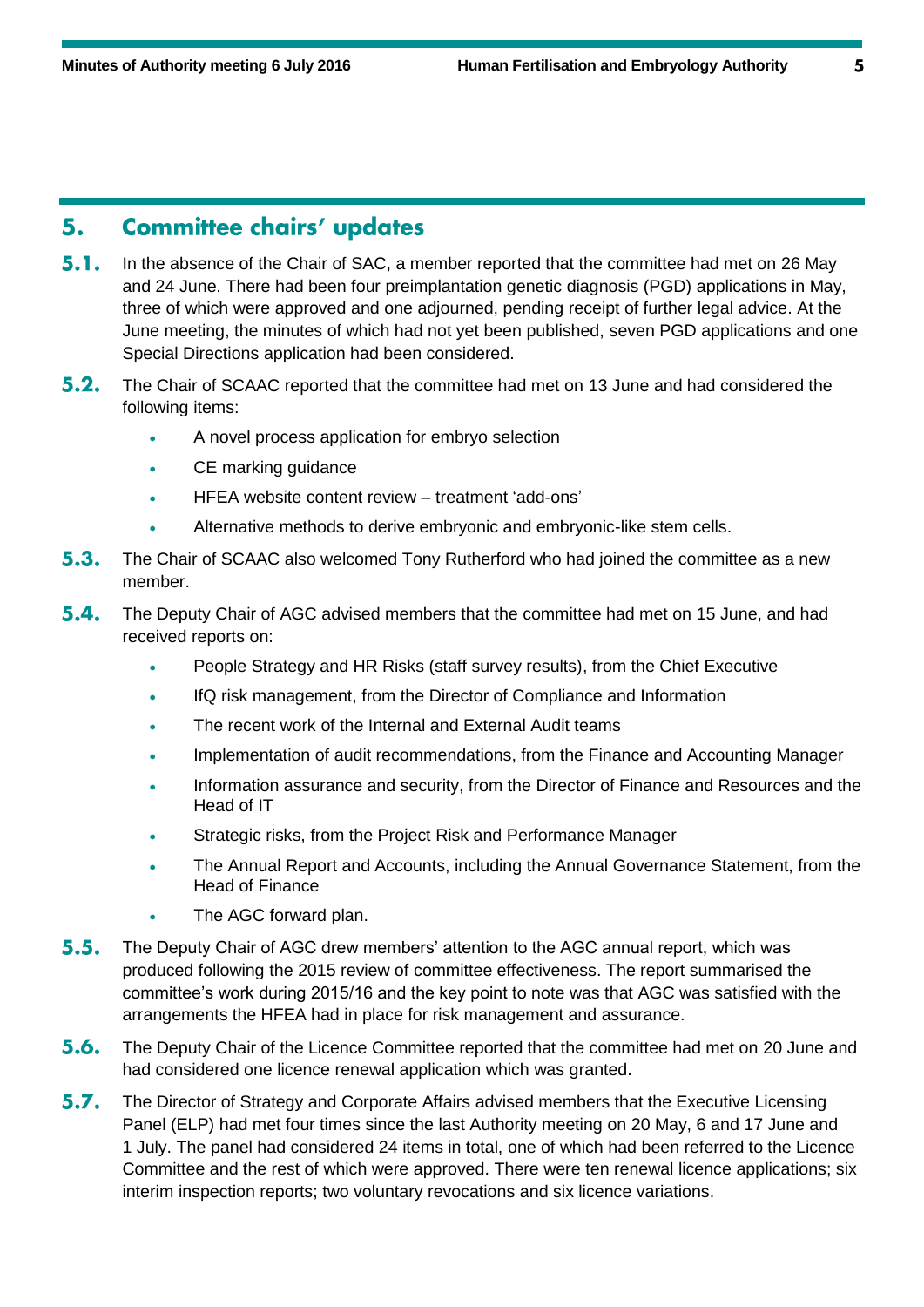## 5. Committee chairs' updates

**5.1.** In the absence of the Chair of SAC, a member reported that the committee had met on 26 May and 24 June. There had been four preimplantation genetic diagnosis (PGD) applications in May, three of which were approved and one adjourned, pending receipt of further legal advice. At the June meeting, the minutes of which had not yet been published, seven PGD applications and one Special Directions application had been considered.

**5.2.** The Chair of SCAAC reported that the committee had met on 13 June and had considered the following items:

- A novel process application for embryo selection
- CE marking guidance
- HFEA website content review – treatment 'add-ons'
- Alternative methods to derive embryonic and embryonic-like stem cells.

**5.3.** The Chair of SCAAC also welcomed Tony Rutherford who had joined the committee as a new member.

**5.4.** The Deputy Chair of AGC advised members that the committee had met on 15 June, and had received reports on:

- People Strategy and HR Risks (staff survey results), from the Chief Executive
- IfQ risk management, from the Director of Compliance and Information
- The recent work of the Internal and External Audit teams
- Implementation of audit recommendations, from the Finance and Accounting Manager
- Information assurance and security, from the Director of Finance and Resources and the Head of IT
- Strategic risks, from the Project Risk and Performance Manager
- The Annual Report and Accounts, including the Annual Governance Statement, from the Head of Finance
- The AGC forward plan.

**5.5.** The Deputy Chair of AGC drew members' attention to the AGC annual report, which was produced following the 2015 review of committee effectiveness. The report summarised the committee's work during 2015/16 and the key point to note was that AGC was satisfied with the arrangements the HFEA had in place for risk management and assurance.

**5.6.** The Deputy Chair of the Licence Committee reported that the committee had met on 20 June and had considered one licence renewal application which was granted.

**5.7.** The Director of Strategy and Corporate Affairs advised members that the Executive Licensing Panel (ELP) had met four times since the last Authority meeting on 20 May, 6 and 17 June and 1 July. The panel had considered 24 items in total, one of which had been referred to the Licence Committee and the rest of which were approved. There were ten renewal licence applications; six interim inspection reports; two voluntary revocations and six licence variations.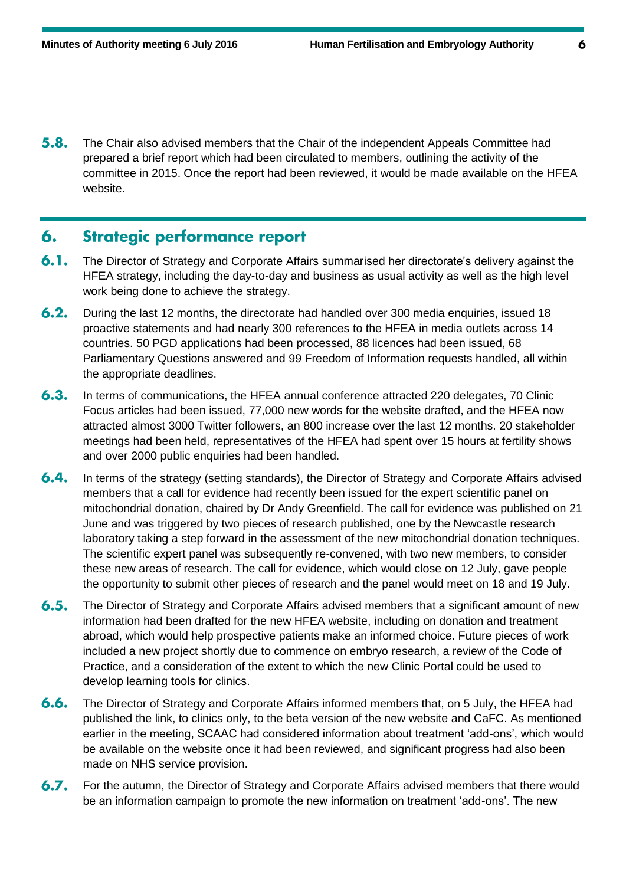**5.8.** The Chair also advised members that the Chair of the independent Appeals Committee had prepared a brief report which had been circulated to members, outlining the activity of the committee in 2015. Once the report had been reviewed, it would be made available on the HFEA website.

## 6. Strategic performance report

**6.1.** The Director of Strategy and Corporate Affairs summarised her directorate's delivery against the HFEA strategy, including the day-to-day and business as usual activity as well as the high level work being done to achieve the strategy.

**6.2.** During the last 12 months, the directorate had handled over 300 media enquiries, issued 18 proactive statements and had nearly 300 references to the HFEA in media outlets across 14 countries. 50 PGD applications had been processed, 88 licences had been issued, 68 Parliamentary Questions answered and 99 Freedom of Information requests handled, all within the appropriate deadlines.

**6.3.** In terms of communications, the HFEA annual conference attracted 220 delegates, 70 Clinic Focus articles had been issued, 77,000 new words for the website drafted, and the HFEA now attracted almost 3000 Twitter followers, an 800 increase over the last 12 months. 20 stakeholder meetings had been held, representatives of the HFEA had spent over 15 hours at fertility shows and over 2000 public enquiries had been handled.

**6.4.** In terms of the strategy (setting standards), the Director of Strategy and Corporate Affairs advised members that a call for evidence had recently been issued for the expert scientific panel on mitochondrial donation, chaired by Dr Andy Greenfield. The call for evidence was published on 21 June and was triggered by two pieces of research published, one by the Newcastle research laboratory taking a step forward in the assessment of the new mitochondrial donation techniques. The scientific expert panel was subsequently re-convened, with two new members, to consider these new areas of research. The call for evidence, which would close on 12 July, gave people the opportunity to submit other pieces of research and the panel would meet on 18 and 19 July.

**6.5.** The Director of Strategy and Corporate Affairs advised members that a significant amount of new information had been drafted for the new HFEA website, including on donation and treatment abroad, which would help prospective patients make an informed choice. Future pieces of work included a new project shortly due to commence on embryo research, a review of the Code of Practice, and a consideration of the extent to which the new Clinic Portal could be used to develop learning tools for clinics.

**6.6.** The Director of Strategy and Corporate Affairs informed members that, on 5 July, the HFEA had published the link, to clinics only, to the beta version of the new website and CaFC. As mentioned earlier in the meeting, SCAAC had considered information about treatment 'add-ons', which would be available on the website once it had been reviewed, and significant progress had also been made on NHS service provision.

**6.7.** For the autumn, the Director of Strategy and Corporate Affairs advised members that there would be an information campaign to promote the new information on treatment 'add-ons'. The new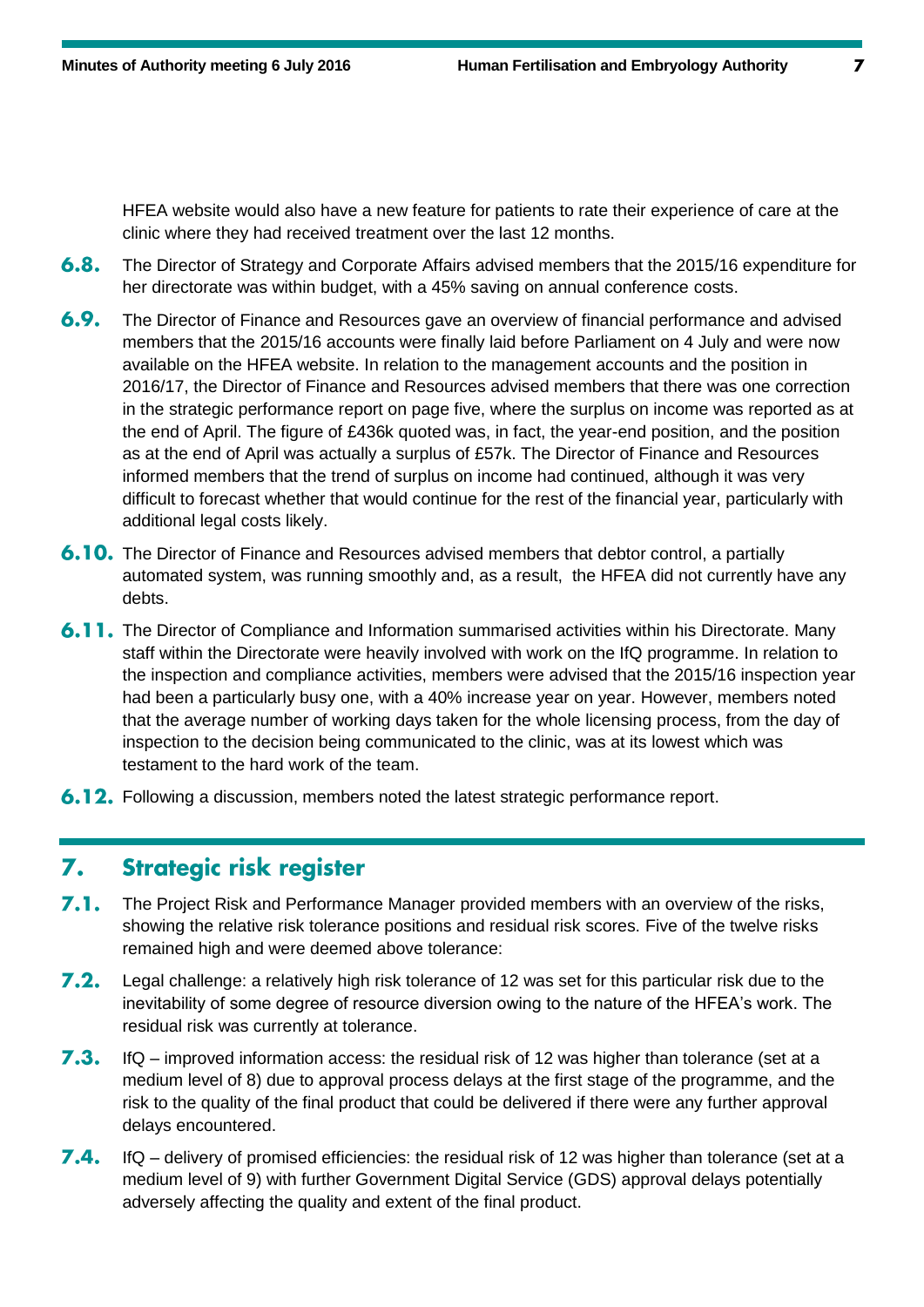HFEA website would also have a new feature for patients to rate their experience of care at the clinic where they had received treatment over the last 12 months.

**6.8.** The Director of Strategy and Corporate Affairs advised members that the 2015/16 expenditure for her directorate was within budget, with a 45% saving on annual conference costs.

**6.9.** The Director of Finance and Resources gave an overview of financial performance and advised members that the 2015/16 accounts were finally laid before Parliament on 4 July and were now available on the HFEA website. In relation to the management accounts and the position in 2016/17, the Director of Finance and Resources advised members that there was one correction in the strategic performance report on page five, where the surplus on income was reported as at the end of April. The figure of £436k quoted was, in fact, the year-end position, and the position as at the end of April was actually a surplus of £57k. The Director of Finance and Resources informed members that the trend of surplus on income had continued, although it was very difficult to forecast whether that would continue for the rest of the financial year, particularly with additional legal costs likely.

**6.10.** The Director of Finance and Resources advised members that debtor control, a partially automated system, was running smoothly and, as a result, the HFEA did not currently have any debts.

**6.11.** The Director of Compliance and Information summarised activities within his Directorate. Many staff within the Directorate were heavily involved with work on the IfQ programme. In relation to the inspection and compliance activities, members were advised that the 2015/16 inspection year had been a particularly busy one, with a 40% increase year on year. However, members noted that the average number of working days taken for the whole licensing process, from the day of inspection to the decision being communicated to the clinic, was at its lowest which was testament to the hard work of the team.

**6.12.** Following a discussion, members noted the latest strategic performance report.

## 7. Strategic risk register

**7.1.** The Project Risk and Performance Manager provided members with an overview of the risks, showing the relative risk tolerance positions and residual risk scores. Five of the twelve risks remained high and were deemed above tolerance:

**7.2.** Legal challenge: a relatively high risk tolerance of 12 was set for this particular risk due to the inevitability of some degree of resource diversion owing to the nature of the HFEA's work. The residual risk was currently at tolerance.

**7.3.** IfQ – improved information access: the residual risk of 12 was higher than tolerance (set at a medium level of 8) due to approval process delays at the first stage of the programme, and the risk to the quality of the final product that could be delivered if there were any further approval delays encountered.

**7.4.** IfQ – delivery of promised efficiencies: the residual risk of 12 was higher than tolerance (set at a medium level of 9) with further Government Digital Service (GDS) approval delays potentially adversely affecting the quality and extent of the final product.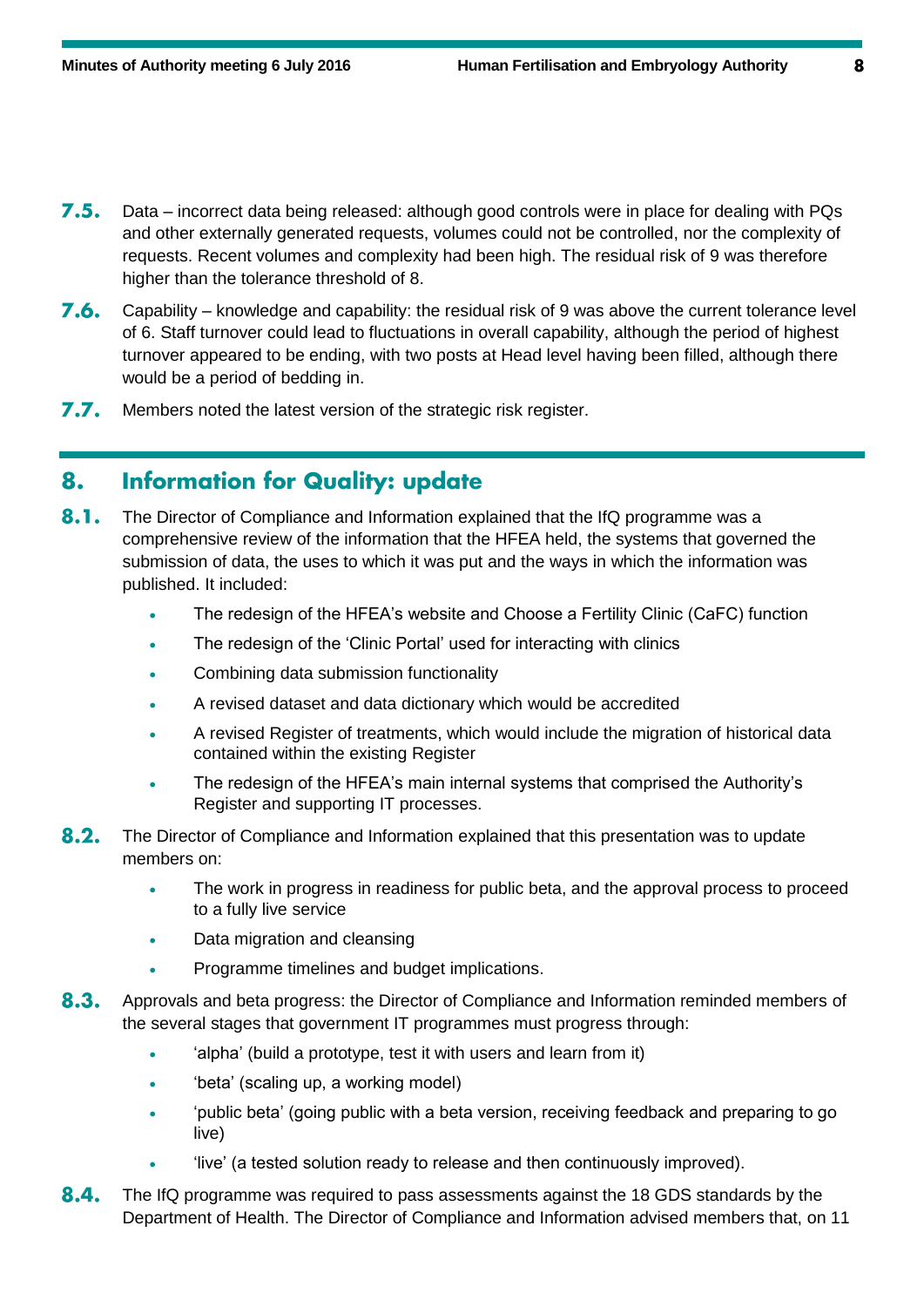**7.5.** Data – incorrect data being released: although good controls were in place for dealing with PQs and other externally generated requests, volumes could not be controlled, nor the complexity of requests. Recent volumes and complexity had been high. The residual risk of 9 was therefore higher than the tolerance threshold of 8.

**7.6.** Capability – knowledge and capability: the residual risk of 9 was above the current tolerance level of 6. Staff turnover could lead to fluctuations in overall capability, although the period of highest turnover appeared to be ending, with two posts at Head level having been filled, although there would be a period of bedding in.

**7.7.** Members noted the latest version of the strategic risk register.

## 8. Information for Quality: update

**8.1.** The Director of Compliance and Information explained that the IfQ programme was a comprehensive review of the information that the HFEA held, the systems that governed the submission of data, the uses to which it was put and the ways in which the information was published. It included:

- The redesign of the HFEA's website and Choose a Fertility Clinic (CaFC) function
- The redesign of the 'Clinic Portal' used for interacting with clinics
- Combining data submission functionality
- A revised dataset and data dictionary which would be accredited
- A revised Register of treatments, which would include the migration of historical data contained within the existing Register
- The redesign of the HFEA's main internal systems that comprised the Authority's Register and supporting IT processes.

**8.2.** The Director of Compliance and Information explained that this presentation was to update members on:

- The work in progress in readiness for public beta, and the approval process to proceed to a fully live service
- Data migration and cleansing
- Programme timelines and budget implications.

**8.3.** Approvals and beta progress: the Director of Compliance and Information reminded members of the several stages that government IT programmes must progress through:

- 'alpha' (build a prototype, test it with users and learn from it)
- 'beta' (scaling up, a working model)
- 'public beta' (going public with a beta version, receiving feedback and preparing to go live)
- 'live' (a tested solution ready to release and then continuously improved).

**8.4.** The IfQ programme was required to pass assessments against the 18 GDS standards by the Department of Health. The Director of Compliance and Information advised members that, on 11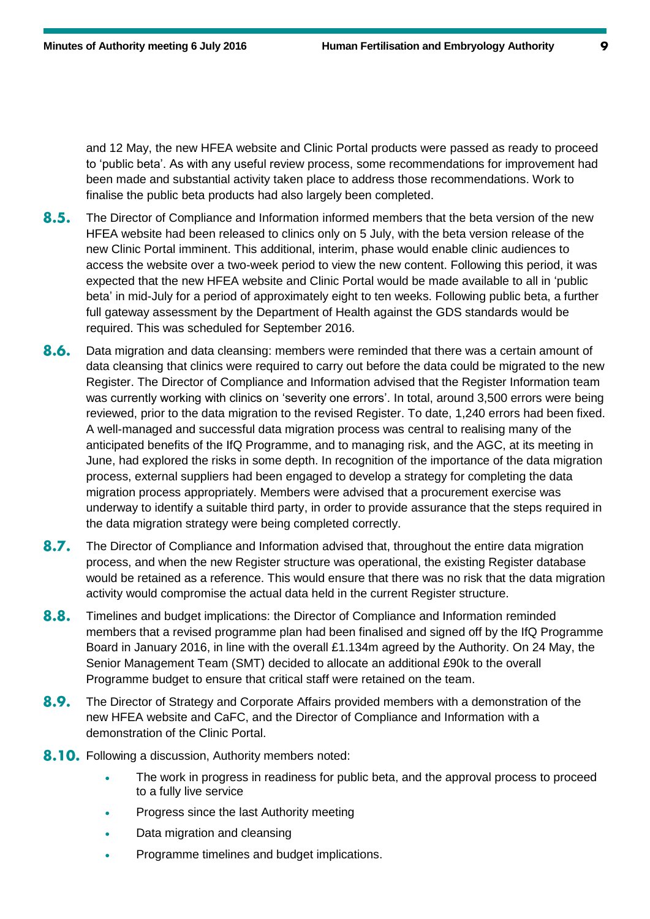and 12 May, the new HFEA website and Clinic Portal products were passed as ready to proceed to 'public beta'. As with any useful review process, some recommendations for improvement had been made and substantial activity taken place to address those recommendations. Work to finalise the public beta products had also largely been completed.

**8.5.** The Director of Compliance and Information informed members that the beta version of the new HFEA website had been released to clinics only on 5 July, with the beta version release of the new Clinic Portal imminent. This additional, interim, phase would enable clinic audiences to access the website over a two-week period to view the new content. Following this period, it was expected that the new HFEA website and Clinic Portal would be made available to all in 'public beta' in mid-July for a period of approximately eight to ten weeks. Following public beta, a further full gateway assessment by the Department of Health against the GDS standards would be required. This was scheduled for September 2016.

**8.6.** Data migration and data cleansing: members were reminded that there was a certain amount of data cleansing that clinics were required to carry out before the data could be migrated to the new Register. The Director of Compliance and Information advised that the Register Information team was currently working with clinics on 'severity one errors'. In total, around 3,500 errors were being reviewed, prior to the data migration to the revised Register. To date, 1,240 errors had been fixed. A well-managed and successful data migration process was central to realising many of the anticipated benefits of the IfQ Programme, and to managing risk, and the AGC, at its meeting in June, had explored the risks in some depth. In recognition of the importance of the data migration process, external suppliers had been engaged to develop a strategy for completing the data migration process appropriately. Members were advised that a procurement exercise was underway to identify a suitable third party, in order to provide assurance that the steps required in the data migration strategy were being completed correctly.

**8.7.** The Director of Compliance and Information advised that, throughout the entire data migration process, and when the new Register structure was operational, the existing Register database would be retained as a reference. This would ensure that there was no risk that the data migration activity would compromise the actual data held in the current Register structure.

**8.8.** Timelines and budget implications: the Director of Compliance and Information reminded members that a revised programme plan had been finalised and signed off by the IfQ Programme Board in January 2016, in line with the overall £1.134m agreed by the Authority. On 24 May, the Senior Management Team (SMT) decided to allocate an additional £90k to the overall Programme budget to ensure that critical staff were retained on the team.

**8.9.** The Director of Strategy and Corporate Affairs provided members with a demonstration of the new HFEA website and CaFC, and the Director of Compliance and Information with a demonstration of the Clinic Portal.

**8.10.** Following a discussion, Authority members noted:

- The work in progress in readiness for public beta, and the approval process to proceed to a fully live service
- Progress since the last Authority meeting
- Data migration and cleansing
- Programme timelines and budget implications.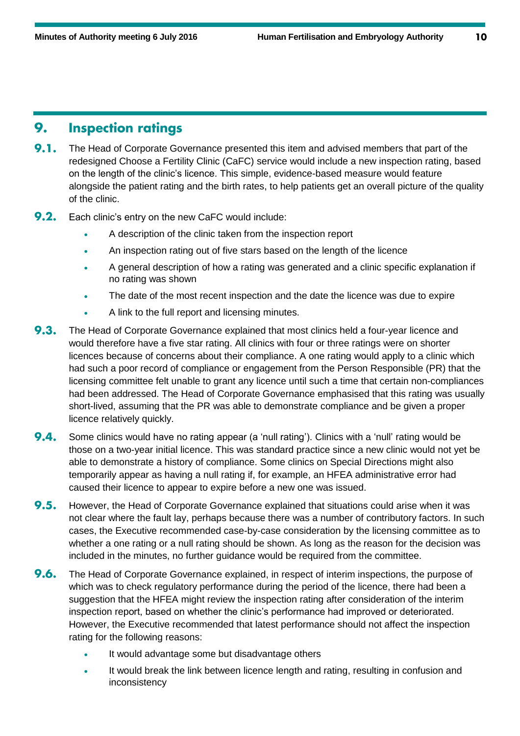## 9. Inspection ratings

**9.1.** The Head of Corporate Governance presented this item and advised members that part of the redesigned Choose a Fertility Clinic (CaFC) service would include a new inspection rating, based on the length of the clinic's licence. This simple, evidence-based measure would feature alongside the patient rating and the birth rates, to help patients get an overall picture of the quality of the clinic.

**9.2.** Each clinic's entry on the new CaFC would include:

- A description of the clinic taken from the inspection report
- An inspection rating out of five stars based on the length of the licence
- A general description of how a rating was generated and a clinic specific explanation if no rating was shown
- The date of the most recent inspection and the date the licence was due to expire
- A link to the full report and licensing minutes.

**9.3.** The Head of Corporate Governance explained that most clinics held a four-year licence and would therefore have a five star rating. All clinics with four or three ratings were on shorter licences because of concerns about their compliance. A one rating would apply to a clinic which had such a poor record of compliance or engagement from the Person Responsible (PR) that the licensing committee felt unable to grant any licence until such a time that certain non-compliances had been addressed. The Head of Corporate Governance emphasised that this rating was usually short-lived, assuming that the PR was able to demonstrate compliance and be given a proper licence relatively quickly.

**9.4.** Some clinics would have no rating appear (a 'null rating'). Clinics with a 'null' rating would be those on a two-year initial licence. This was standard practice since a new clinic would not yet be able to demonstrate a history of compliance. Some clinics on Special Directions might also temporarily appear as having a null rating if, for example, an HFEA administrative error had caused their licence to appear to expire before a new one was issued.

**9.5.** However, the Head of Corporate Governance explained that situations could arise when it was not clear where the fault lay, perhaps because there was a number of contributory factors. In such cases, the Executive recommended case-by-case consideration by the licensing committee as to whether a one rating or a null rating should be shown. As long as the reason for the decision was included in the minutes, no further guidance would be required from the committee.

**9.6.** The Head of Corporate Governance explained, in respect of interim inspections, the purpose of which was to check regulatory performance during the period of the licence, there had been a suggestion that the HFEA might review the inspection rating after consideration of the interim inspection report, based on whether the clinic's performance had improved or deteriorated. However, the Executive recommended that latest performance should not affect the inspection rating for the following reasons:

- It would advantage some but disadvantage others
- It would break the link between licence length and rating, resulting in confusion and inconsistency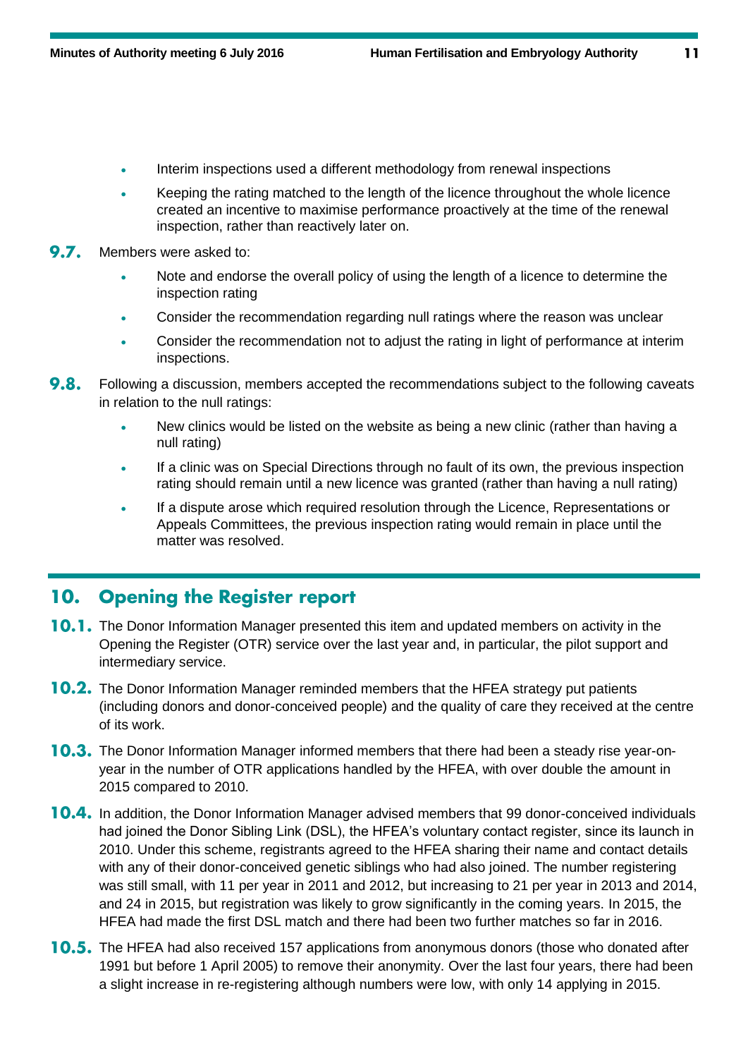- Interim inspections used a different methodology from renewal inspections
- Keeping the rating matched to the length of the licence throughout the whole licence created an incentive to maximise performance proactively at the time of the renewal inspection, rather than reactively later on.

**9.7.** Members were asked to:

- Note and endorse the overall policy of using the length of a licence to determine the inspection rating
- Consider the recommendation regarding null ratings where the reason was unclear
- Consider the recommendation not to adjust the rating in light of performance at interim inspections.

**9.8.** Following a discussion, members accepted the recommendations subject to the following caveats in relation to the null ratings:

- New clinics would be listed on the website as being a new clinic (rather than having a null rating)
- If a clinic was on Special Directions through no fault of its own, the previous inspection rating should remain until a new licence was granted (rather than having a null rating)
- If a dispute arose which required resolution through the Licence, Representations or Appeals Committees, the previous inspection rating would remain in place until the matter was resolved.

## 10. Opening the Register report

**10.1.** The Donor Information Manager presented this item and updated members on activity in the Opening the Register (OTR) service over the last year and, in particular, the pilot support and intermediary service.

**10.2.** The Donor Information Manager reminded members that the HFEA strategy put patients (including donors and donor-conceived people) and the quality of care they received at the centre of its work.

**10.3.** The Donor Information Manager informed members that there had been a steady rise year-on-year in the number of OTR applications handled by the HFEA, with over double the amount in 2015 compared to 2010.

**10.4.** In addition, the Donor Information Manager advised members that 99 donor-conceived individuals had joined the Donor Sibling Link (DSL), the HFEA's voluntary contact register, since its launch in 2010. Under this scheme, registrants agreed to the HFEA sharing their name and contact details with any of their donor-conceived genetic siblings who had also joined. The number registering was still small, with 11 per year in 2011 and 2012, but increasing to 21 per year in 2013 and 2014, and 24 in 2015, but registration was likely to grow significantly in the coming years. In 2015, the HFEA had made the first DSL match and there had been two further matches so far in 2016.

**10.5.** The HFEA had also received 157 applications from anonymous donors (those who donated after 1991 but before 1 April 2005) to remove their anonymity. Over the last four years, there had been a slight increase in re-registering although numbers were low, with only 14 applying in 2015.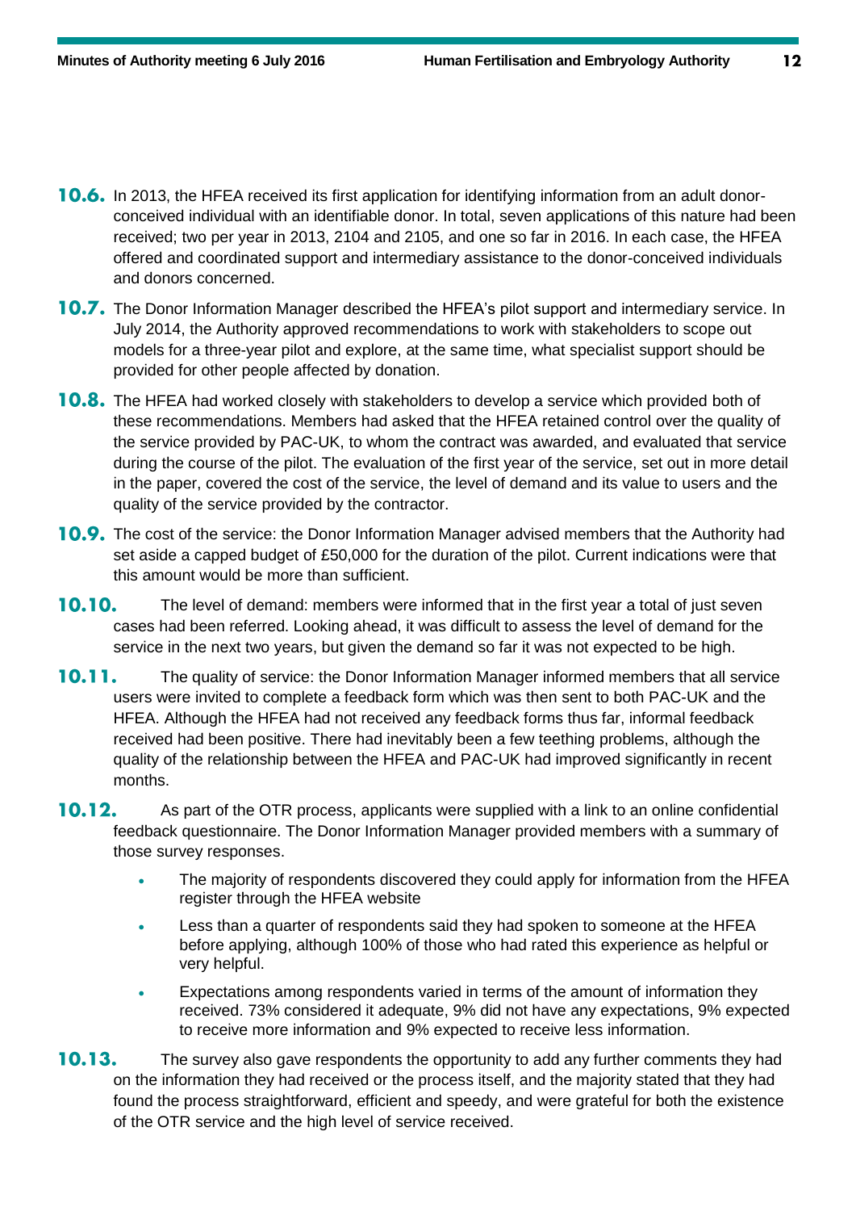**10.6.** In 2013, the HFEA received its first application for identifying information from an adult donor-conceived individual with an identifiable donor. In total, seven applications of this nature had been received; two per year in 2013, 2104 and 2105, and one so far in 2016. In each case, the HFEA offered and coordinated support and intermediary assistance to the donor-conceived individuals and donors concerned.

**10.7.** The Donor Information Manager described the HFEA's pilot support and intermediary service. In July 2014, the Authority approved recommendations to work with stakeholders to scope out models for a three-year pilot and explore, at the same time, what specialist support should be provided for other people affected by donation.

**10.8.** The HFEA had worked closely with stakeholders to develop a service which provided both of these recommendations. Members had asked that the HFEA retained control over the quality of the service provided by PAC-UK, to whom the contract was awarded, and evaluated that service during the course of the pilot. The evaluation of the first year of the service, set out in more detail in the paper, covered the cost of the service, the level of demand and its value to users and the quality of the service provided by the contractor.

**10.9.** The cost of the service: the Donor Information Manager advised members that the Authority had set aside a capped budget of £50,000 for the duration of the pilot. Current indications were that this amount would be more than sufficient.

**10.10.** The level of demand: members were informed that in the first year a total of just seven cases had been referred. Looking ahead, it was difficult to assess the level of demand for the service in the next two years, but given the demand so far it was not expected to be high.

**10.11.** The quality of service: the Donor Information Manager informed members that all service users were invited to complete a feedback form which was then sent to both PAC-UK and the HFEA. Although the HFEA had not received any feedback forms thus far, informal feedback received had been positive. There had inevitably been a few teething problems, although the quality of the relationship between the HFEA and PAC-UK had improved significantly in recent months.

**10.12.** As part of the OTR process, applicants were supplied with a link to an online confidential feedback questionnaire. The Donor Information Manager provided members with a summary of those survey responses.

- The majority of respondents discovered they could apply for information from the HFEA register through the HFEA website
- Less than a quarter of respondents said they had spoken to someone at the HFEA before applying, although 100% of those who had rated this experience as helpful or very helpful.
- Expectations among respondents varied in terms of the amount of information they received. 73% considered it adequate, 9% did not have any expectations, 9% expected to receive more information and 9% expected to receive less information.

**10.13.** The survey also gave respondents the opportunity to add any further comments they had on the information they had received or the process itself, and the majority stated that they had found the process straightforward, efficient and speedy, and were grateful for both the existence of the OTR service and the high level of service received.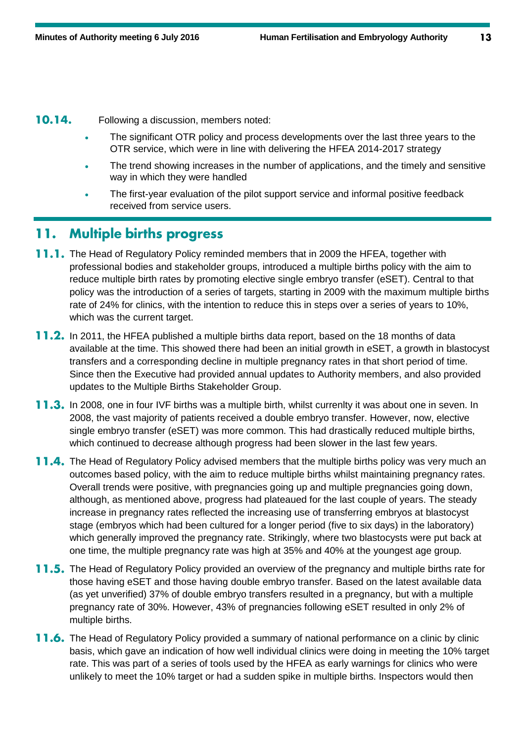**10.14.** Following a discussion, members noted:

- The significant OTR policy and process developments over the last three years to the OTR service, which were in line with delivering the HFEA 2014-2017 strategy
- The trend showing increases in the number of applications, and the timely and sensitive way in which they were handled
- The first-year evaluation of the pilot support service and informal positive feedback received from service users.

## 11. Multiple births progress

**11.1.** The Head of Regulatory Policy reminded members that in 2009 the HFEA, together with professional bodies and stakeholder groups, introduced a multiple births policy with the aim to reduce multiple birth rates by promoting elective single embryo transfer (eSET). Central to that policy was the introduction of a series of targets, starting in 2009 with the maximum multiple births rate of 24% for clinics, with the intention to reduce this in steps over a series of years to 10%, which was the current target.

**11.2.** In 2011, the HFEA published a multiple births data report, based on the 18 months of data available at the time. This showed there had been an initial growth in eSET, a growth in blastocyst transfers and a corresponding decline in multiple pregnancy rates in that short period of time. Since then the Executive had provided annual updates to Authority members, and also provided updates to the Multiple Births Stakeholder Group.

**11.3.** In 2008, one in four IVF births was a multiple birth, whilst currenlty it was about one in seven. In 2008, the vast majority of patients received a double embryo transfer. However, now, elective single embryo transfer (eSET) was more common. This had drastically reduced multiple births, which continued to decrease although progress had been slower in the last few years.

**11.4.** The Head of Regulatory Policy advised members that the multiple births policy was very much an outcomes based policy, with the aim to reduce multiple births whilst maintaining pregnancy rates. Overall trends were positive, with pregnancies going up and multiple pregnancies going down, although, as mentioned above, progress had plateaued for the last couple of years. The steady increase in pregnancy rates reflected the increasing use of transferring embryos at blastocyst stage (embryos which had been cultured for a longer period (five to six days) in the laboratory) which generally improved the pregnancy rate. Strikingly, where two blastocysts were put back at one time, the multiple pregnancy rate was high at 35% and 40% at the youngest age group.

**11.5.** The Head of Regulatory Policy provided an overview of the pregnancy and multiple births rate for those having eSET and those having double embryo transfer. Based on the latest available data (as yet unverified) 37% of double embryo transfers resulted in a pregnancy, but with a multiple pregnancy rate of 30%. However, 43% of pregnancies following eSET resulted in only 2% of multiple births.

**11.6.** The Head of Regulatory Policy provided a summary of national performance on a clinic by clinic basis, which gave an indication of how well individual clinics were doing in meeting the 10% target rate. This was part of a series of tools used by the HFEA as early warnings for clinics who were unlikely to meet the 10% target or had a sudden spike in multiple births. Inspectors would then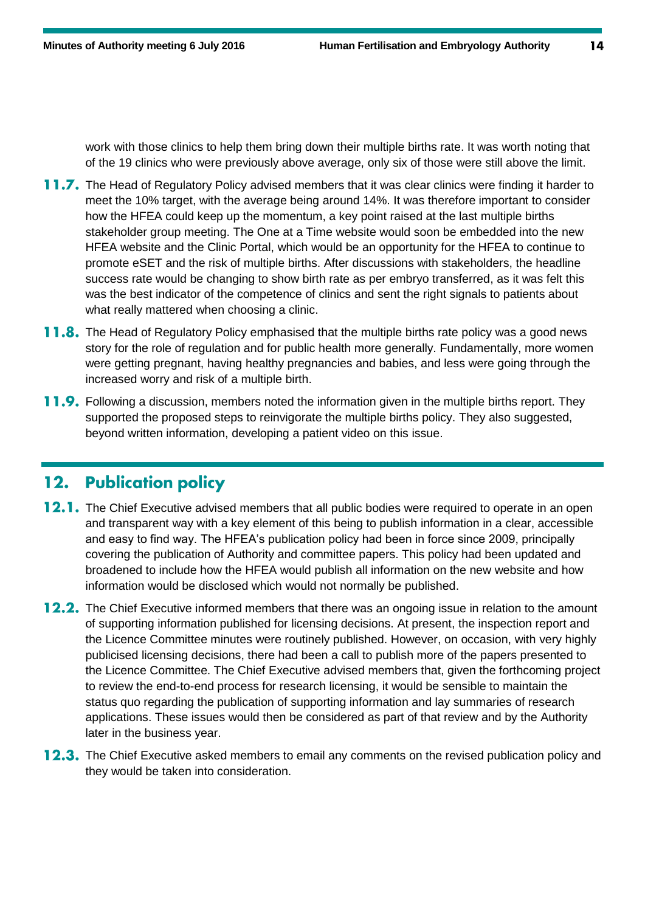work with those clinics to help them bring down their multiple births rate. It was worth noting that of the 19 clinics who were previously above average, only six of those were still above the limit.

**11.7.** The Head of Regulatory Policy advised members that it was clear clinics were finding it harder to meet the 10% target, with the average being around 14%. It was therefore important to consider how the HFEA could keep up the momentum, a key point raised at the last multiple births stakeholder group meeting. The One at a Time website would soon be embedded into the new HFEA website and the Clinic Portal, which would be an opportunity for the HFEA to continue to promote eSET and the risk of multiple births. After discussions with stakeholders, the headline success rate would be changing to show birth rate as per embryo transferred, as it was felt this was the best indicator of the competence of clinics and sent the right signals to patients about what really mattered when choosing a clinic.

**11.8.** The Head of Regulatory Policy emphasised that the multiple births rate policy was a good news story for the role of regulation and for public health more generally. Fundamentally, more women were getting pregnant, having healthy pregnancies and babies, and less were going through the increased worry and risk of a multiple birth.

**11.9.** Following a discussion, members noted the information given in the multiple births report. They supported the proposed steps to reinvigorate the multiple births policy. They also suggested, beyond written information, developing a patient video on this issue.

## 12. Publication policy

**12.1.** The Chief Executive advised members that all public bodies were required to operate in an open and transparent way with a key element of this being to publish information in a clear, accessible and easy to find way. The HFEA's publication policy had been in force since 2009, principally covering the publication of Authority and committee papers. This policy had been updated and broadened to include how the HFEA would publish all information on the new website and how information would be disclosed which would not normally be published.

**12.2.** The Chief Executive informed members that there was an ongoing issue in relation to the amount of supporting information published for licensing decisions. At present, the inspection report and the Licence Committee minutes were routinely published. However, on occasion, with very highly publicised licensing decisions, there had been a call to publish more of the papers presented to the Licence Committee. The Chief Executive advised members that, given the forthcoming project to review the end-to-end process for research licensing, it would be sensible to maintain the status quo regarding the publication of supporting information and lay summaries of research applications. These issues would then be considered as part of that review and by the Authority later in the business year.

**12.3.** The Chief Executive asked members to email any comments on the revised publication policy and they would be taken into consideration.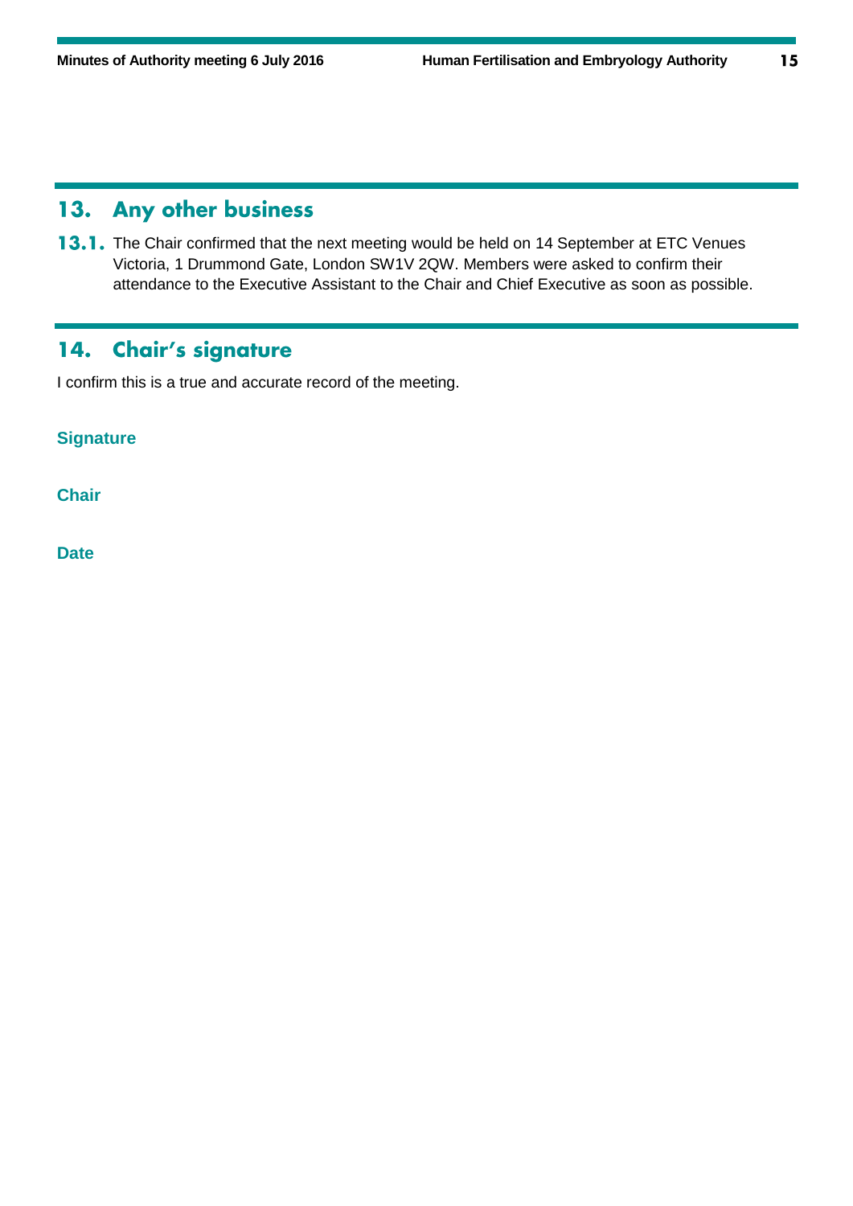## 13. Any other business

**13.1.** The Chair confirmed that the next meeting would be held on 14 September at ETC Venues Victoria, 1 Drummond Gate, London SW1V 2QW. Members were asked to confirm their attendance to the Executive Assistant to the Chair and Chief Executive as soon as possible.

## 14. Chair's signature

I confirm this is a true and accurate record of the meeting.

**Signature**

**Chair**

**Date**